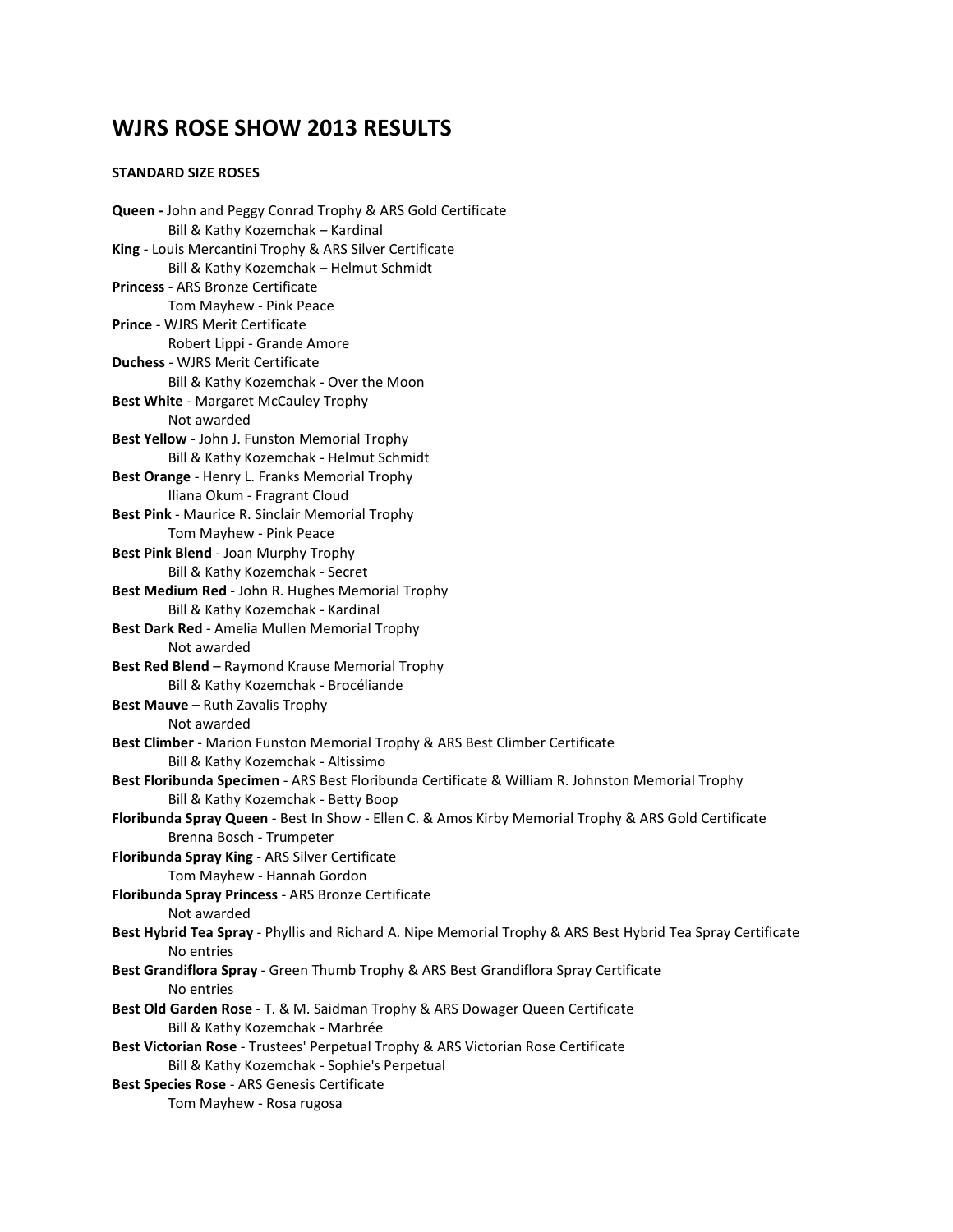# WJRS ROSE SHOW 2013 RESULTS

**STANDARD SIZE ROSES**

**Queen -** John and Peggy Conrad Trophy & ARS Gold Certificate
Bill & Kathy Kozemchak – Kardinal

**King** - Louis Mercantini Trophy & ARS Silver Certificate
Bill & Kathy Kozemchak – Helmut Schmidt

**Princess** - ARS Bronze Certificate
Tom Mayhew - Pink Peace

**Prince** - WJRS Merit Certificate
Robert Lippi - Grande Amore

**Duchess** - WJRS Merit Certificate
Bill & Kathy Kozemchak - Over the Moon

**Best White** - Margaret McCauley Trophy
Not awarded

**Best Yellow** - John J. Funston Memorial Trophy
Bill & Kathy Kozemchak - Helmut Schmidt

**Best Orange** - Henry L. Franks Memorial Trophy
Iliana Okum - Fragrant Cloud

**Best Pink** - Maurice R. Sinclair Memorial Trophy
Tom Mayhew - Pink Peace

**Best Pink Blend** - Joan Murphy Trophy
Bill & Kathy Kozemchak - Secret

**Best Medium Red** - John R. Hughes Memorial Trophy
Bill & Kathy Kozemchak - Kardinal

**Best Dark Red** - Amelia Mullen Memorial Trophy
Not awarded

**Best Red Blend** – Raymond Krause Memorial Trophy
Bill & Kathy Kozemchak - Brocéliande

**Best Mauve** – Ruth Zavalis Trophy
Not awarded

**Best Climber** - Marion Funston Memorial Trophy & ARS Best Climber Certificate
Bill & Kathy Kozemchak - Altissimo

**Best Floribunda Specimen** - ARS Best Floribunda Certificate & William R. Johnston Memorial Trophy
Bill & Kathy Kozemchak - Betty Boop

**Floribunda Spray Queen** - Best In Show - Ellen C. & Amos Kirby Memorial Trophy & ARS Gold Certificate
Brenna Bosch - Trumpeter

**Floribunda Spray King** - ARS Silver Certificate
Tom Mayhew - Hannah Gordon

**Floribunda Spray Princess** - ARS Bronze Certificate
Not awarded

**Best Hybrid Tea Spray** - Phyllis and Richard A. Nipe Memorial Trophy & ARS Best Hybrid Tea Spray Certificate
No entries

**Best Grandiflora Spray** - Green Thumb Trophy & ARS Best Grandiflora Spray Certificate
No entries

**Best Old Garden Rose** - T. & M. Saidman Trophy & ARS Dowager Queen Certificate
Bill & Kathy Kozemchak - Marbrée

**Best Victorian Rose** - Trustees' Perpetual Trophy & ARS Victorian Rose Certificate
Bill & Kathy Kozemchak - Sophie's Perpetual

**Best Species Rose** - ARS Genesis Certificate
Tom Mayhew - Rosa rugosa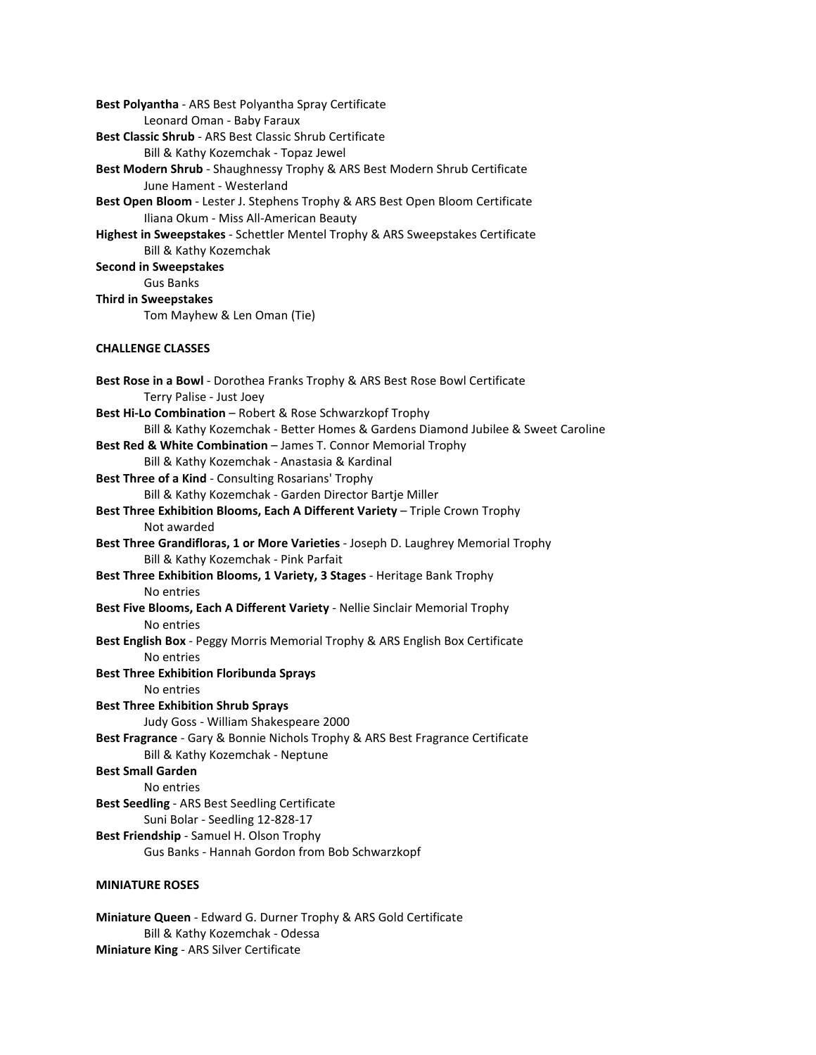**Best Polyantha** - ARS Best Polyantha Spray Certificate
Leonard Oman - Baby Faraux

**Best Classic Shrub** - ARS Best Classic Shrub Certificate
Bill & Kathy Kozemchak - Topaz Jewel

**Best Modern Shrub** - Shaughnessy Trophy & ARS Best Modern Shrub Certificate
June Hament - Westerland

**Best Open Bloom** - Lester J. Stephens Trophy & ARS Best Open Bloom Certificate
Iliana Okum - Miss All-American Beauty

**Highest in Sweepstakes** - Schettler Mentel Trophy & ARS Sweepstakes Certificate
Bill & Kathy Kozemchak

**Second in Sweepstakes**
Gus Banks

**Third in Sweepstakes**
Tom Mayhew & Len Oman (Tie)

**CHALLENGE CLASSES**

**Best Rose in a Bowl** - Dorothea Franks Trophy & ARS Best Rose Bowl Certificate
Terry Palise - Just Joey

**Best Hi-Lo Combination** – Robert & Rose Schwarzkopf Trophy
Bill & Kathy Kozemchak - Better Homes & Gardens Diamond Jubilee & Sweet Caroline

**Best Red & White Combination** – James T. Connor Memorial Trophy
Bill & Kathy Kozemchak - Anastasia & Kardinal

**Best Three of a Kind** - Consulting Rosarians' Trophy
Bill & Kathy Kozemchak - Garden Director Bartje Miller

**Best Three Exhibition Blooms, Each A Different Variety** – Triple Crown Trophy
Not awarded

**Best Three Grandifloras, 1 or More Varieties** - Joseph D. Laughrey Memorial Trophy
Bill & Kathy Kozemchak - Pink Parfait

**Best Three Exhibition Blooms, 1 Variety, 3 Stages** - Heritage Bank Trophy
No entries

**Best Five Blooms, Each A Different Variety** - Nellie Sinclair Memorial Trophy
No entries

**Best English Box** - Peggy Morris Memorial Trophy & ARS English Box Certificate
No entries

**Best Three Exhibition Floribunda Sprays**
No entries

**Best Three Exhibition Shrub Sprays**
Judy Goss - William Shakespeare 2000

**Best Fragrance** - Gary & Bonnie Nichols Trophy & ARS Best Fragrance Certificate
Bill & Kathy Kozemchak - Neptune

**Best Small Garden**
No entries

**Best Seedling** - ARS Best Seedling Certificate
Suni Bolar - Seedling 12-828-17

**Best Friendship** - Samuel H. Olson Trophy
Gus Banks - Hannah Gordon from Bob Schwarzkopf

**MINIATURE ROSES**

**Miniature Queen** - Edward G. Durner Trophy & ARS Gold Certificate
Bill & Kathy Kozemchak - Odessa

**Miniature King** - ARS Silver Certificate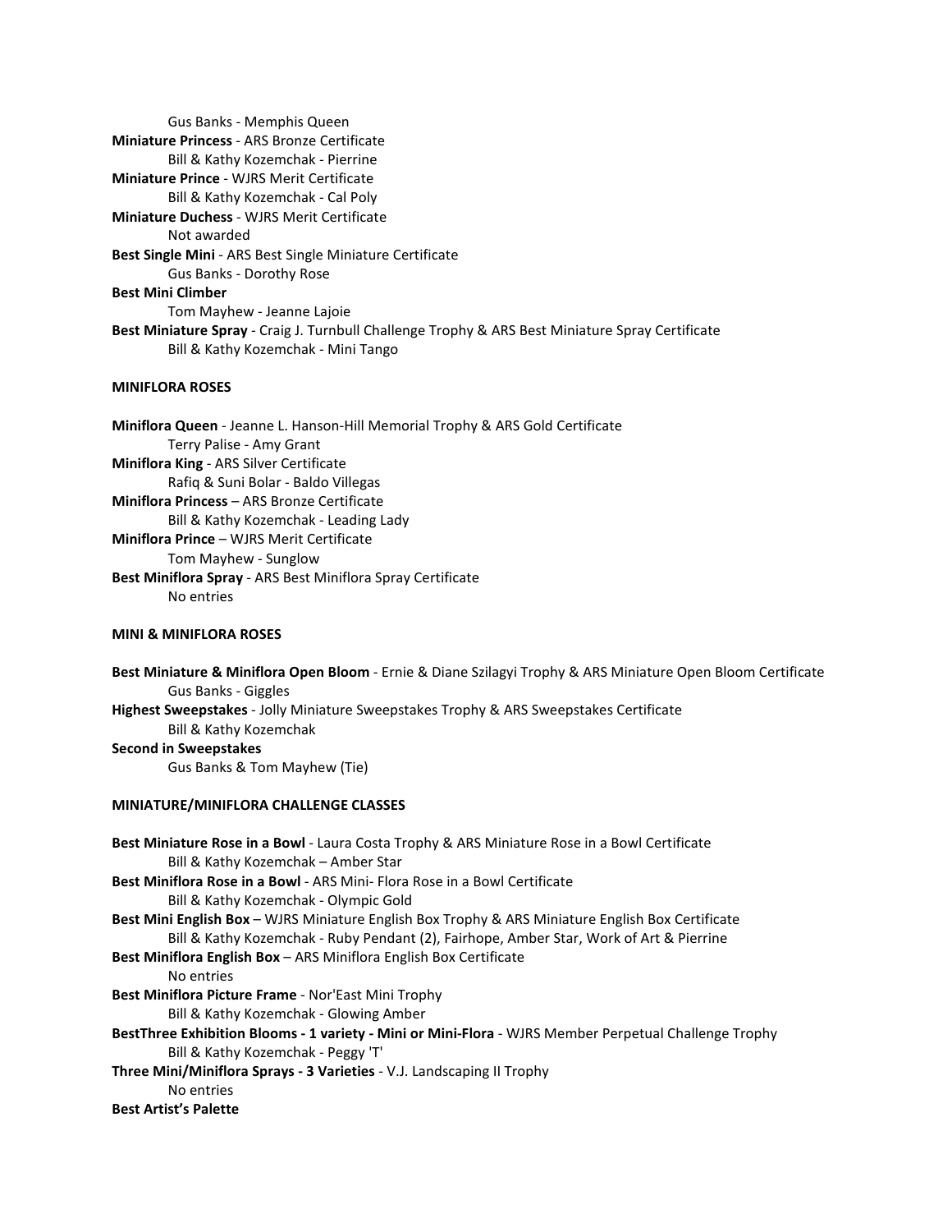Gus Banks - Memphis Queen

**Miniature Princess** - ARS Bronze Certificate
Bill & Kathy Kozemchak - Pierrine

**Miniature Prince** - WJRS Merit Certificate
Bill & Kathy Kozemchak - Cal Poly

**Miniature Duchess** - WJRS Merit Certificate
Not awarded

**Best Single Mini** - ARS Best Single Miniature Certificate
Gus Banks - Dorothy Rose

**Best Mini Climber**
Tom Mayhew - Jeanne Lajoie

**Best Miniature Spray** - Craig J. Turnbull Challenge Trophy & ARS Best Miniature Spray Certificate
Bill & Kathy Kozemchak - Mini Tango

**MINIFLORA ROSES**

**Miniflora Queen** - Jeanne L. Hanson-Hill Memorial Trophy & ARS Gold Certificate
Terry Palise - Amy Grant

**Miniflora King** - ARS Silver Certificate
Rafiq & Suni Bolar - Baldo Villegas

**Miniflora Princess** – ARS Bronze Certificate
Bill & Kathy Kozemchak - Leading Lady

**Miniflora Prince** – WJRS Merit Certificate
Tom Mayhew - Sunglow

**Best Miniflora Spray** - ARS Best Miniflora Spray Certificate
No entries

**MINI & MINIFLORA ROSES**

**Best Miniature & Miniflora Open Bloom** - Ernie & Diane Szilagyi Trophy & ARS Miniature Open Bloom Certificate
Gus Banks - Giggles

**Highest Sweepstakes** - Jolly Miniature Sweepstakes Trophy & ARS Sweepstakes Certificate
Bill & Kathy Kozemchak

**Second in Sweepstakes**
Gus Banks & Tom Mayhew (Tie)

**MINIATURE/MINIFLORA CHALLENGE CLASSES**

**Best Miniature Rose in a Bowl** - Laura Costa Trophy & ARS Miniature Rose in a Bowl Certificate
Bill & Kathy Kozemchak – Amber Star

**Best Miniflora Rose in a Bowl** - ARS Mini- Flora Rose in a Bowl Certificate
Bill & Kathy Kozemchak - Olympic Gold

**Best Mini English Box** – WJRS Miniature English Box Trophy & ARS Miniature English Box Certificate
Bill & Kathy Kozemchak - Ruby Pendant (2), Fairhope, Amber Star, Work of Art & Pierrine

**Best Miniflora English Box** – ARS Miniflora English Box Certificate
No entries

**Best Miniflora Picture Frame** - Nor'East Mini Trophy
Bill & Kathy Kozemchak - Glowing Amber

**BestThree Exhibition Blooms - 1 variety - Mini or Mini-Flora** - WJRS Member Perpetual Challenge Trophy
Bill & Kathy Kozemchak - Peggy 'T'

**Three Mini/Miniflora Sprays - 3 Varieties** - V.J. Landscaping II Trophy
No entries

**Best Artist's Palette**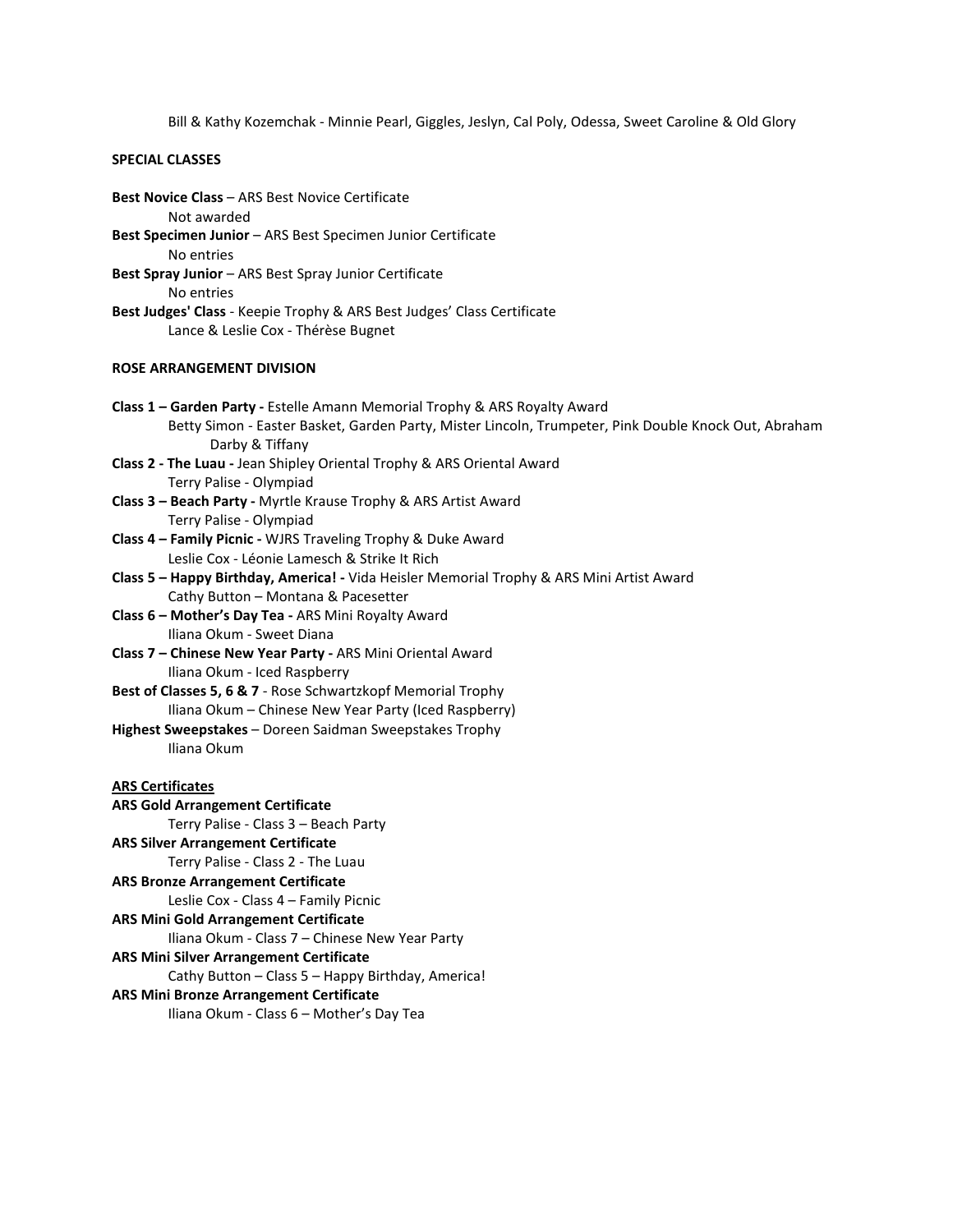Bill & Kathy Kozemchak - Minnie Pearl, Giggles, Jeslyn, Cal Poly, Odessa, Sweet Caroline & Old Glory

**SPECIAL CLASSES**

**Best Novice Class** – ARS Best Novice Certificate
Not awarded

**Best Specimen Junior** – ARS Best Specimen Junior Certificate
No entries

**Best Spray Junior** – ARS Best Spray Junior Certificate
No entries

**Best Judges' Class** - Keepie Trophy & ARS Best Judges' Class Certificate
Lance & Leslie Cox - Thérèse Bugnet

**ROSE ARRANGEMENT DIVISION**

**Class 1 – Garden Party -** Estelle Amann Memorial Trophy & ARS Royalty Award
Betty Simon - Easter Basket, Garden Party, Mister Lincoln, Trumpeter, Pink Double Knock Out, Abraham Darby & Tiffany

**Class 2 - The Luau -** Jean Shipley Oriental Trophy & ARS Oriental Award
Terry Palise - Olympiad

**Class 3 – Beach Party -** Myrtle Krause Trophy & ARS Artist Award
Terry Palise - Olympiad

**Class 4 – Family Picnic -** WJRS Traveling Trophy & Duke Award
Leslie Cox - Léonie Lamesch & Strike It Rich

**Class 5 – Happy Birthday, America! -** Vida Heisler Memorial Trophy & ARS Mini Artist Award
Cathy Button – Montana & Pacesetter

**Class 6 – Mother's Day Tea -** ARS Mini Royalty Award
Iliana Okum - Sweet Diana

**Class 7 – Chinese New Year Party -** ARS Mini Oriental Award
Iliana Okum - Iced Raspberry

**Best of Classes 5, 6 & 7** - Rose Schwartzkopf Memorial Trophy
Iliana Okum – Chinese New Year Party (Iced Raspberry)

**Highest Sweepstakes** – Doreen Saidman Sweepstakes Trophy
Iliana Okum

**ARS Certificates**

**ARS Gold Arrangement Certificate**
Terry Palise - Class 3 – Beach Party

**ARS Silver Arrangement Certificate**
Terry Palise - Class 2 - The Luau

**ARS Bronze Arrangement Certificate**
Leslie Cox - Class 4 – Family Picnic

**ARS Mini Gold Arrangement Certificate**
Iliana Okum - Class 7 – Chinese New Year Party

**ARS Mini Silver Arrangement Certificate**
Cathy Button – Class 5 – Happy Birthday, America!

**ARS Mini Bronze Arrangement Certificate**
Iliana Okum - Class 6 – Mother's Day Tea